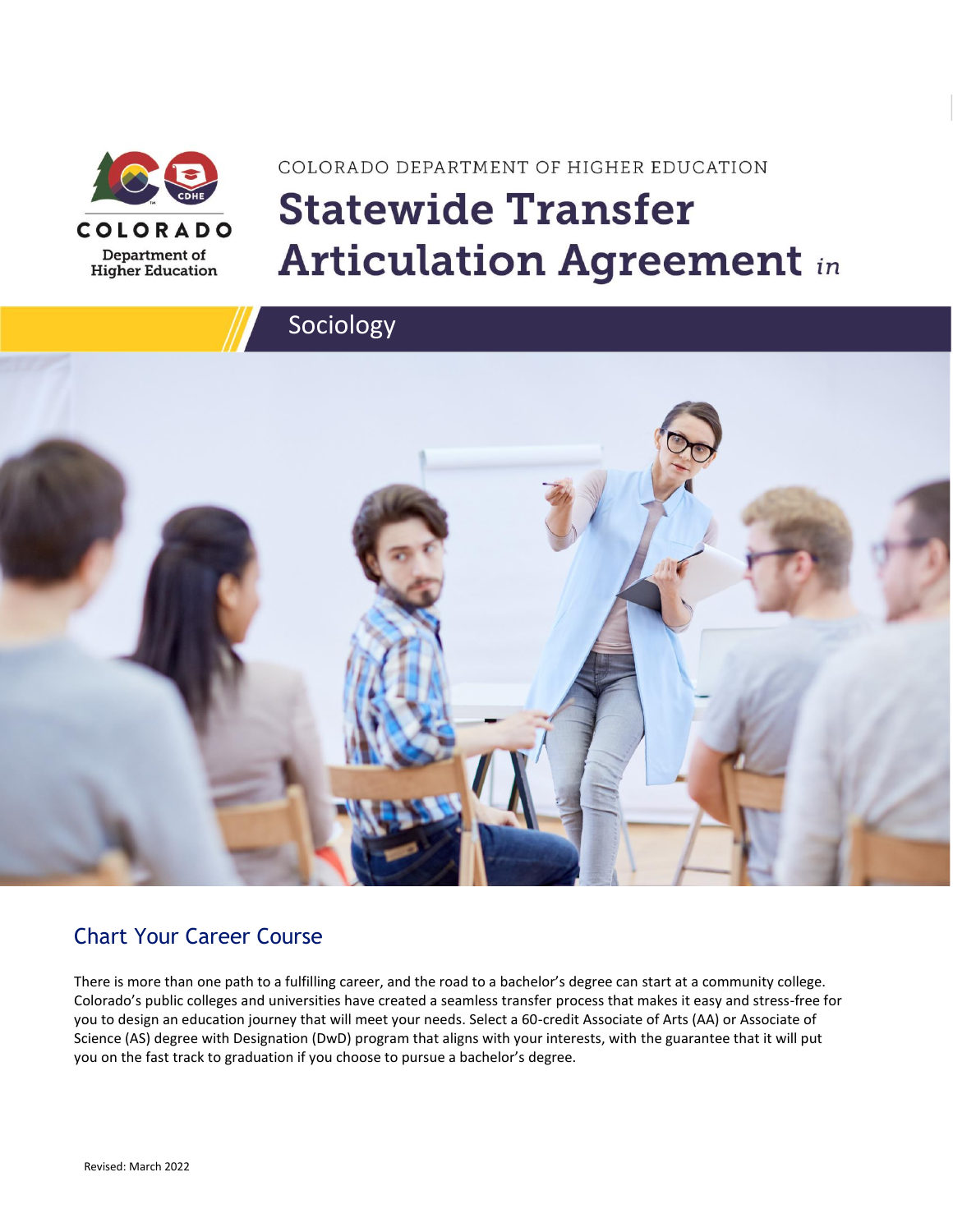COLORADO
Department of Higher Education

COLORADO DEPARTMENT OF HIGHER EDUCATION

# Statewide Transfer Articulation Agreement *in*

## Sociology

## Chart Your Career Course

There is more than one path to a fulfilling career, and the road to a bachelor's degree can start at a community college. Colorado's public colleges and universities have created a seamless transfer process that makes it easy and stress-free for you to design an education journey that will meet your needs. Select a 60-credit Associate of Arts (AA) or Associate of Science (AS) degree with Designation (DwD) program that aligns with your interests, with the guarantee that it will put you on the fast track to graduation if you choose to pursue a bachelor's degree.

Revised: March 2022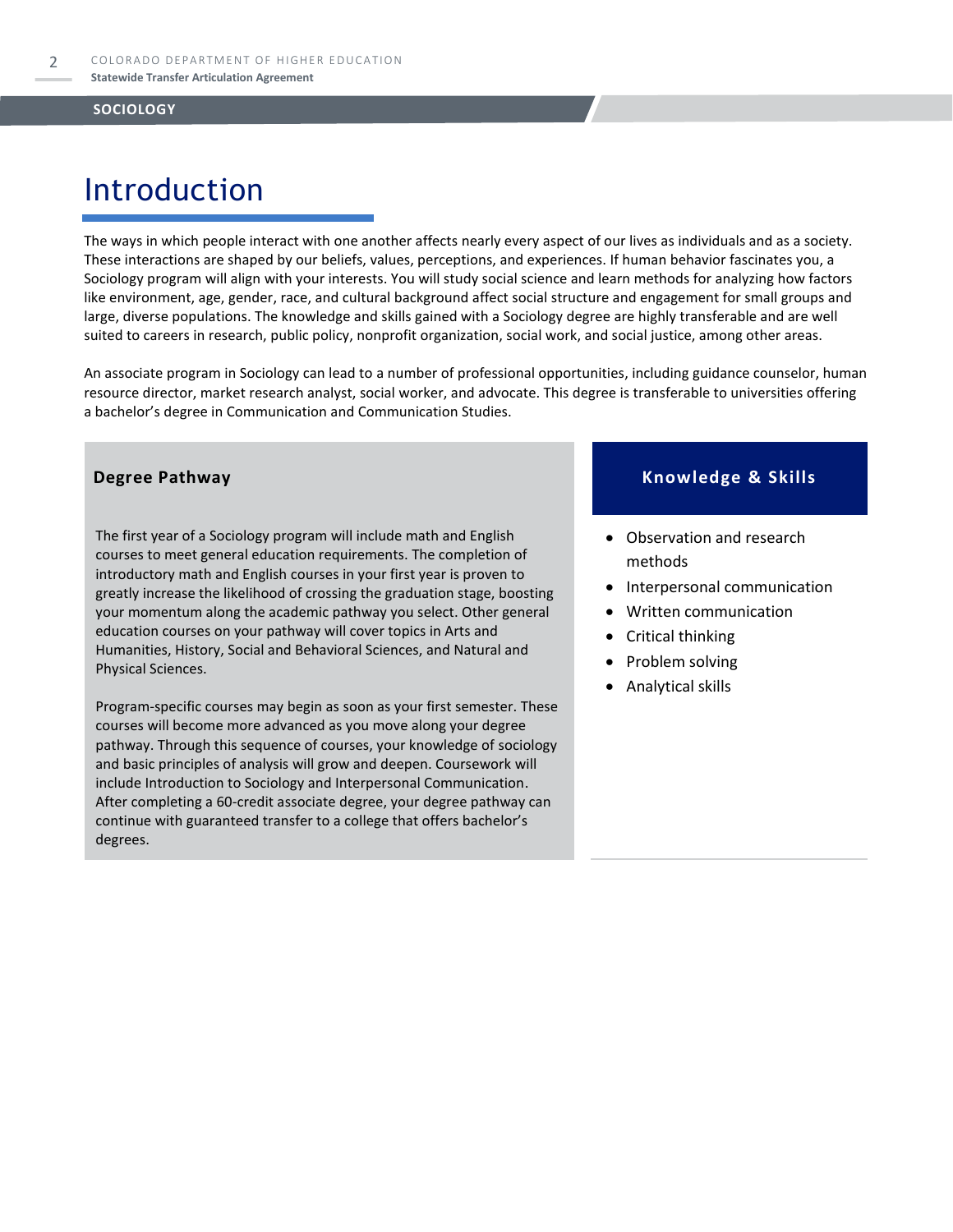# Introduction

The ways in which people interact with one another affects nearly every aspect of our lives as individuals and as a society. These interactions are shaped by our beliefs, values, perceptions, and experiences. If human behavior fascinates you, a Sociology program will align with your interests. You will study social science and learn methods for analyzing how factors like environment, age, gender, race, and cultural background affect social structure and engagement for small groups and large, diverse populations. The knowledge and skills gained with a Sociology degree are highly transferable and are well suited to careers in research, public policy, nonprofit organization, social work, and social justice, among other areas.

An associate program in Sociology can lead to a number of professional opportunities, including guidance counselor, human resource director, market research analyst, social worker, and advocate. This degree is transferable to universities offering a bachelor's degree in Communication and Communication Studies.

## Degree Pathway

The first year of a Sociology program will include math and English courses to meet general education requirements. The completion of introductory math and English courses in your first year is proven to greatly increase the likelihood of crossing the graduation stage, boosting your momentum along the academic pathway you select. Other general education courses on your pathway will cover topics in Arts and Humanities, History, Social and Behavioral Sciences, and Natural and Physical Sciences.

Program-specific courses may begin as soon as your first semester. These courses will become more advanced as you move along your degree pathway. Through this sequence of courses, your knowledge of sociology and basic principles of analysis will grow and deepen. Coursework will include Introduction to Sociology and Interpersonal Communication. After completing a 60-credit associate degree, your degree pathway can continue with guaranteed transfer to a college that offers bachelor's degrees.

## Knowledge & Skills

- Observation and research methods
- Interpersonal communication
- Written communication
- Critical thinking
- Problem solving
- Analytical skills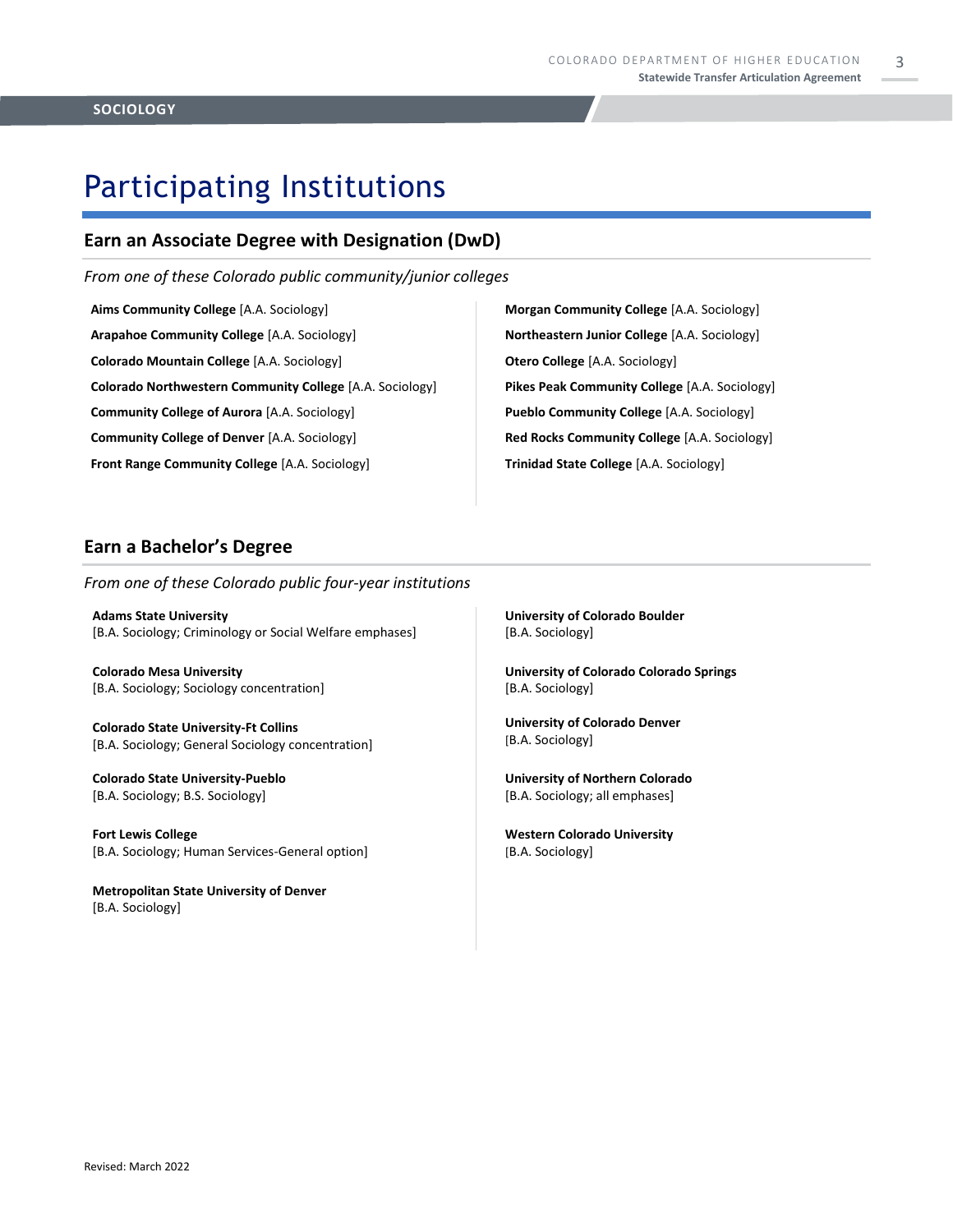# Participating Institutions

## Earn an Associate Degree with Designation (DwD)

*From one of these Colorado public community/junior colleges*

**Aims Community College** [A.A. Sociology]

**Arapahoe Community College** [A.A. Sociology]

**Colorado Mountain College** [A.A. Sociology]

**Colorado Northwestern Community College** [A.A. Sociology]

**Community College of Aurora** [A.A. Sociology]

**Community College of Denver** [A.A. Sociology]

**Front Range Community College** [A.A. Sociology]

**Morgan Community College** [A.A. Sociology]

**Northeastern Junior College** [A.A. Sociology]

**Otero College** [A.A. Sociology]

**Pikes Peak Community College** [A.A. Sociology]

**Pueblo Community College** [A.A. Sociology]

**Red Rocks Community College** [A.A. Sociology]

**Trinidad State College** [A.A. Sociology]

## Earn a Bachelor's Degree

*From one of these Colorado public four-year institutions*

**Adams State University**
[B.A. Sociology; Criminology or Social Welfare emphases]

**Colorado Mesa University**
[B.A. Sociology; Sociology concentration]

**Colorado State University-Ft Collins**
[B.A. Sociology; General Sociology concentration]

**Colorado State University-Pueblo**
[B.A. Sociology; B.S. Sociology]

**Fort Lewis College**
[B.A. Sociology; Human Services-General option]

**Metropolitan State University of Denver**
[B.A. Sociology]

**University of Colorado Boulder**
[B.A. Sociology]

**University of Colorado Colorado Springs**
[B.A. Sociology]

**University of Colorado Denver**
[B.A. Sociology]

**University of Northern Colorado**
[B.A. Sociology; all emphases]

**Western Colorado University**
[B.A. Sociology]

Revised: March 2022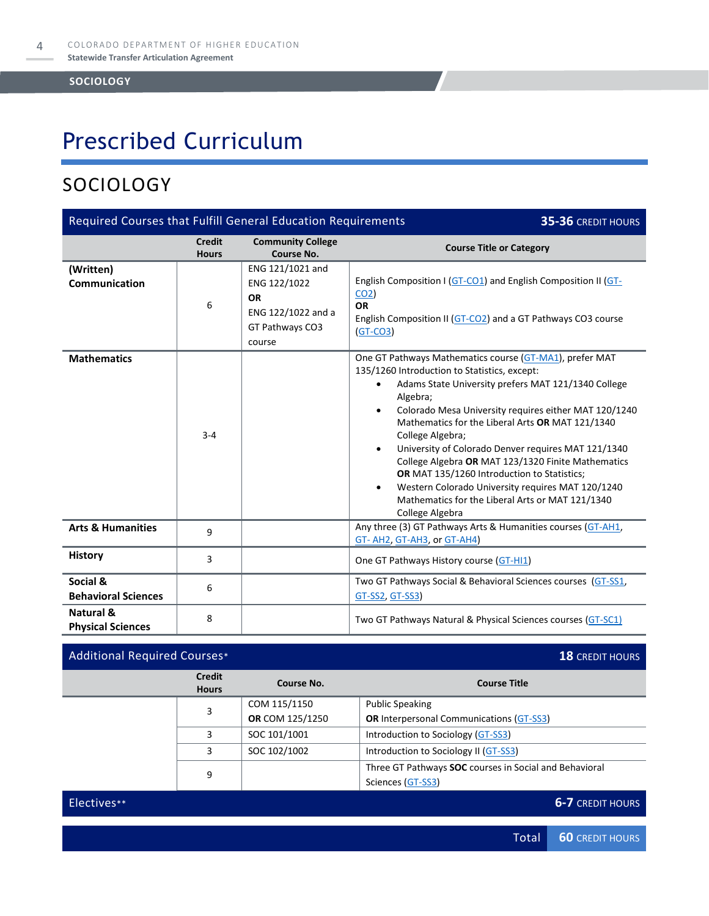# Prescribed Curriculum

## SOCIOLOGY

| Required Courses that Fulfill General Education Requirements | | | **35-36** CREDIT HOURS |
|---|---|---|---|
| | **Credit Hours** | **Community College Course No.** | **Course Title or Category** |
| **(Written) Communication** | 6 | ENG 121/1021 and ENG 122/1022 **OR** ENG 122/1022 and a GT Pathways CO3 course | English Composition I (GT-CO1) and English Composition II (GT-CO2) **OR** English Composition II (GT-CO2) and a GT Pathways CO3 course (GT-CO3) |
| **Mathematics** | 3-4 | | One GT Pathways Mathematics course (GT-MA1), prefer MAT 135/1260 Introduction to Statistics, except: <br>• Adams State University prefers MAT 121/1340 College Algebra; <br>• Colorado Mesa University requires either MAT 120/1240 Mathematics for the Liberal Arts **OR** MAT 121/1340 College Algebra; <br>• University of Colorado Denver requires MAT 121/1340 College Algebra **OR** MAT 123/1320 Finite Mathematics **OR** MAT 135/1260 Introduction to Statistics; <br>• Western Colorado University requires MAT 120/1240 Mathematics for the Liberal Arts or MAT 121/1340 College Algebra |
| **Arts & Humanities** | 9 | | Any three (3) GT Pathways Arts & Humanities courses (GT-AH1, GT- AH2, GT-AH3, or GT-AH4) |
| **History** | 3 | | One GT Pathways History course (GT-HI1) |
| **Social & Behavioral Sciences** | 6 | | Two GT Pathways Social & Behavioral Sciences courses (GT-SS1, GT-SS2, GT-SS3) |
| **Natural & Physical Sciences** | 8 | | Two GT Pathways Natural & Physical Sciences courses (GT-SC1) |

| Additional Required Courses* | | | **18** CREDIT HOURS |
|---|---|---|---|
| | **Credit Hours** | **Course No.** | **Course Title** |
| | 3 | COM 115/1150 **OR** COM 125/1250 | Public Speaking **OR** Interpersonal Communications (GT-SS3) |
| | 3 | SOC 101/1001 | Introduction to Sociology (GT-SS3) |
| | 3 | SOC 102/1002 | Introduction to Sociology II (GT-SS3) |
| | 9 | | Three GT Pathways **SOC** courses in Social and Behavioral Sciences (GT-SS3) |

| Electives** | **6-7** CREDIT HOURS |
|---|---|
| **Total** | **60** CREDIT HOURS |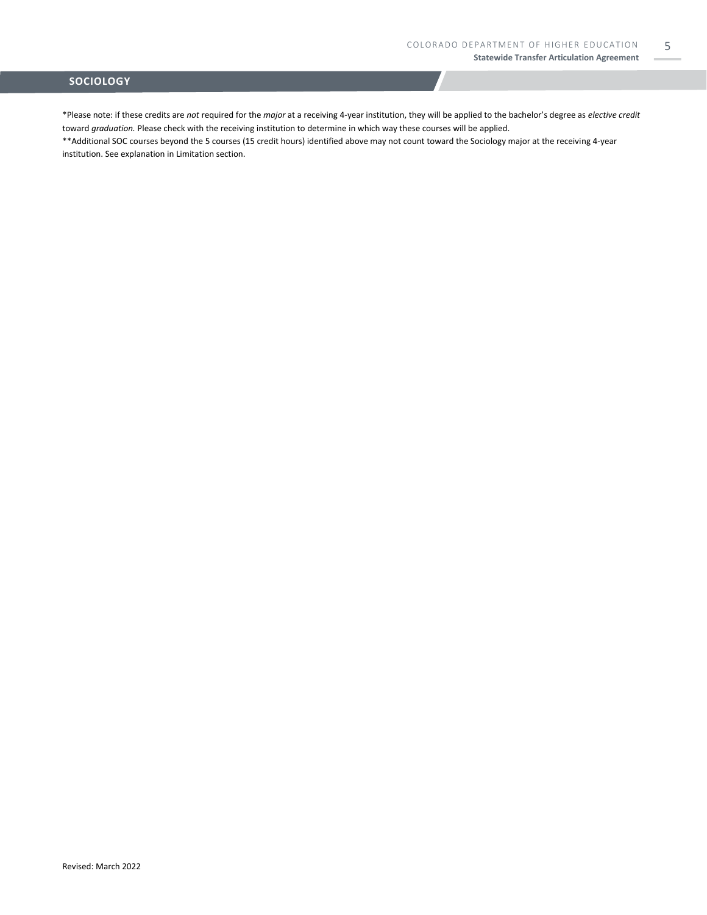*Please note: if these credits are *not* required for the *major* at a receiving 4-year institution, they will be applied to the bachelor's degree as *elective credit* toward *graduation.* Please check with the receiving institution to determine in which way these courses will be applied.

**Additional SOC courses beyond the 5 courses (15 credit hours) identified above may not count toward the Sociology major at the receiving 4-year institution. See explanation in Limitation section.

Revised: March 2022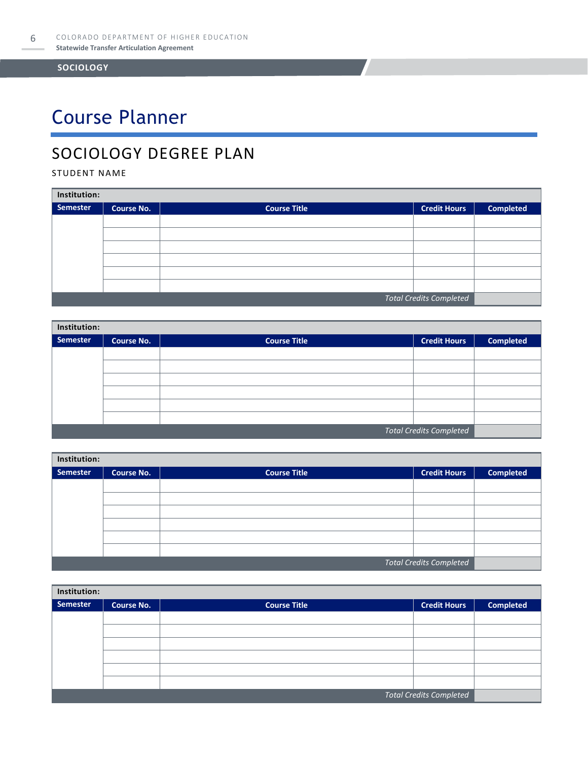SOCIOLOGY

# Course Planner

## SOCIOLOGY DEGREE PLAN

STUDENT NAME

| **Institution:** | | | | |
|---|---|---|---|---|
| **Semester** | **Course No.** | **Course Title** | **Credit Hours** | **Completed** |
| | | | | |
| | | | | |
| | | | | |
| | | | | |
| | | | | |
| | | | | |
| | | | *Total Credits Completed* | |

| **Institution:** | | | | |
|---|---|---|---|---|
| **Semester** | **Course No.** | **Course Title** | **Credit Hours** | **Completed** |
| | | | | |
| | | | | |
| | | | | |
| | | | | |
| | | | | |
| | | | | |
| | | | *Total Credits Completed* | |

| **Institution:** | | | | |
|---|---|---|---|---|
| **Semester** | **Course No.** | **Course Title** | **Credit Hours** | **Completed** |
| | | | | |
| | | | | |
| | | | | |
| | | | | |
| | | | | |
| | | | | |
| | | | *Total Credits Completed* | |

| **Institution:** | | | | |
|---|---|---|---|---|
| **Semester** | **Course No.** | **Course Title** | **Credit Hours** | **Completed** |
| | | | | |
| | | | | |
| | | | | |
| | | | | |
| | | | | |
| | | | | |
| | | | *Total Credits Completed* | |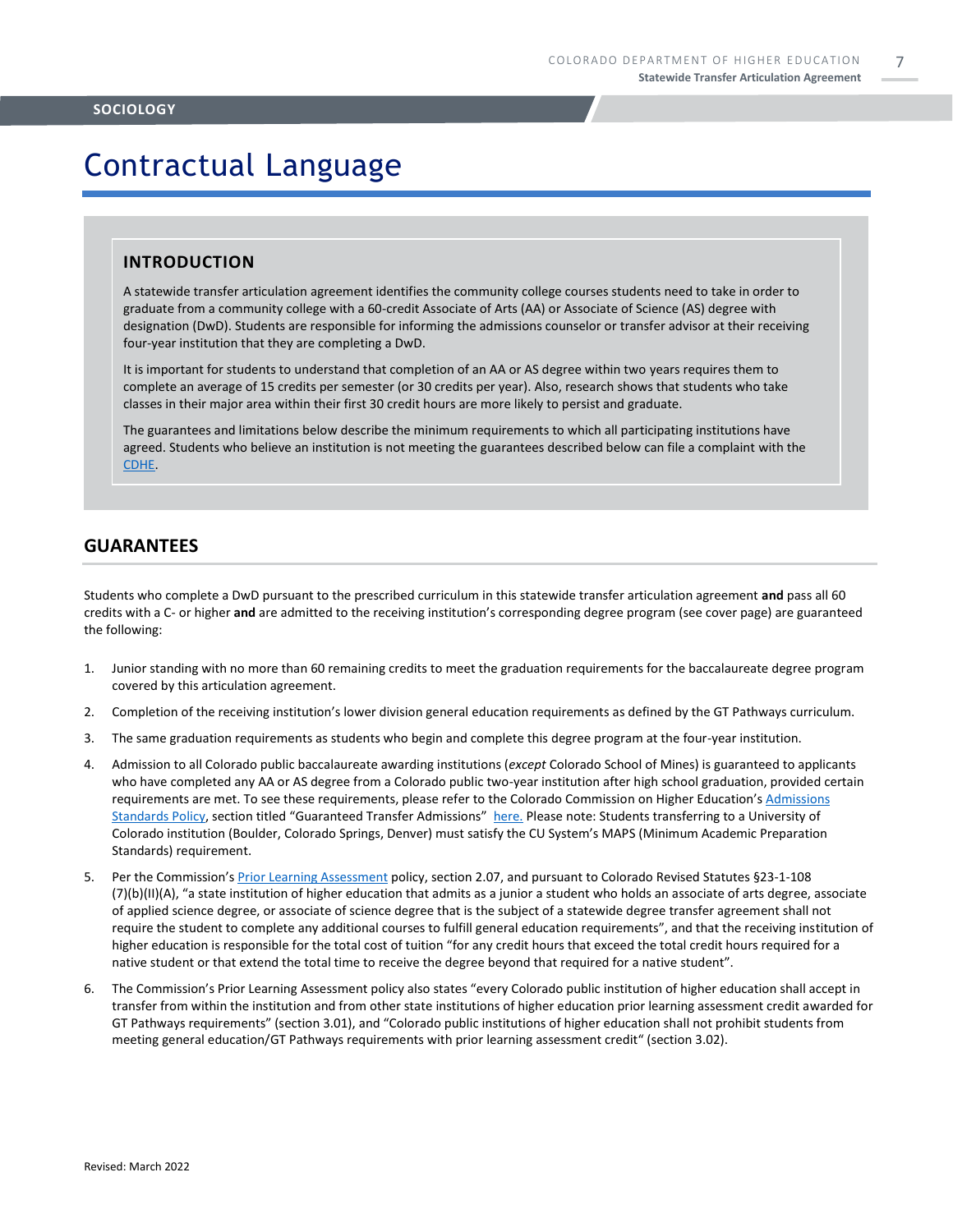SOCIOLOGY

# Contractual Language

## INTRODUCTION

A statewide transfer articulation agreement identifies the community college courses students need to take in order to graduate from a community college with a 60-credit Associate of Arts (AA) or Associate of Science (AS) degree with designation (DwD). Students are responsible for informing the admissions counselor or transfer advisor at their receiving four-year institution that they are completing a DwD.

It is important for students to understand that completion of an AA or AS degree within two years requires them to complete an average of 15 credits per semester (or 30 credits per year). Also, research shows that students who take classes in their major area within their first 30 credit hours are more likely to persist and graduate.

The guarantees and limitations below describe the minimum requirements to which all participating institutions have agreed. Students who believe an institution is not meeting the guarantees described below can file a complaint with the CDHE.

## GUARANTEES

Students who complete a DwD pursuant to the prescribed curriculum in this statewide transfer articulation agreement **and** pass all 60 credits with a C- or higher **and** are admitted to the receiving institution's corresponding degree program (see cover page) are guaranteed the following:

1. Junior standing with no more than 60 remaining credits to meet the graduation requirements for the baccalaureate degree program covered by this articulation agreement.
2. Completion of the receiving institution's lower division general education requirements as defined by the GT Pathways curriculum.
3. The same graduation requirements as students who begin and complete this degree program at the four-year institution.
4. Admission to all Colorado public baccalaureate awarding institutions (*except* Colorado School of Mines) is guaranteed to applicants who have completed any AA or AS degree from a Colorado public two-year institution after high school graduation, provided certain requirements are met. To see these requirements, please refer to the Colorado Commission on Higher Education's Admissions Standards Policy, section titled "Guaranteed Transfer Admissions" here. Please note: Students transferring to a University of Colorado institution (Boulder, Colorado Springs, Denver) must satisfy the CU System's MAPS (Minimum Academic Preparation Standards) requirement.
5. Per the Commission's Prior Learning Assessment policy, section 2.07, and pursuant to Colorado Revised Statutes §23-1-108 (7)(b)(II)(A), "a state institution of higher education that admits as a junior a student who holds an associate of arts degree, associate of applied science degree, or associate of science degree that is the subject of a statewide degree transfer agreement shall not require the student to complete any additional courses to fulfill general education requirements", and that the receiving institution of higher education is responsible for the total cost of tuition "for any credit hours that exceed the total credit hours required for a native student or that extend the total time to receive the degree beyond that required for a native student".
6. The Commission's Prior Learning Assessment policy also states "every Colorado public institution of higher education shall accept in transfer from within the institution and from other state institutions of higher education prior learning assessment credit awarded for GT Pathways requirements" (section 3.01), and "Colorado public institutions of higher education shall not prohibit students from meeting general education/GT Pathways requirements with prior learning assessment credit" (section 3.02).

Revised: March 2022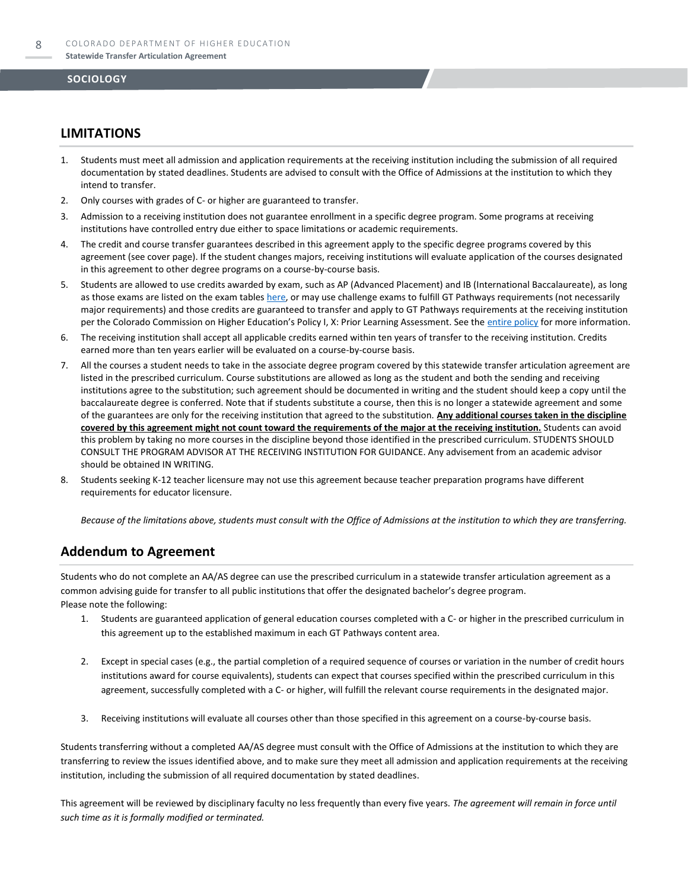## LIMITATIONS

1. Students must meet all admission and application requirements at the receiving institution including the submission of all required documentation by stated deadlines. Students are advised to consult with the Office of Admissions at the institution to which they intend to transfer.
2. Only courses with grades of C- or higher are guaranteed to transfer.
3. Admission to a receiving institution does not guarantee enrollment in a specific degree program. Some programs at receiving institutions have controlled entry due either to space limitations or academic requirements.
4. The credit and course transfer guarantees described in this agreement apply to the specific degree programs covered by this agreement (see cover page). If the student changes majors, receiving institutions will evaluate application of the courses designated in this agreement to other degree programs on a course-by-course basis.
5. Students are allowed to use credits awarded by exam, such as AP (Advanced Placement) and IB (International Baccalaureate), as long as those exams are listed on the exam tables here, or may use challenge exams to fulfill GT Pathways requirements (not necessarily major requirements) and those credits are guaranteed to transfer and apply to GT Pathways requirements at the receiving institution per the Colorado Commission on Higher Education's Policy I, X: Prior Learning Assessment. See the entire policy for more information.
6. The receiving institution shall accept all applicable credits earned within ten years of transfer to the receiving institution. Credits earned more than ten years earlier will be evaluated on a course-by-course basis.
7. All the courses a student needs to take in the associate degree program covered by this statewide transfer articulation agreement are listed in the prescribed curriculum. Course substitutions are allowed as long as the student and both the sending and receiving institutions agree to the substitution; such agreement should be documented in writing and the student should keep a copy until the baccalaureate degree is conferred. Note that if students substitute a course, then this is no longer a statewide agreement and some of the guarantees are only for the receiving institution that agreed to the substitution. **Any additional courses taken in the discipline covered by this agreement might not count toward the requirements of the major at the receiving institution.** Students can avoid this problem by taking no more courses in the discipline beyond those identified in the prescribed curriculum. STUDENTS SHOULD CONSULT THE PROGRAM ADVISOR AT THE RECEIVING INSTITUTION FOR GUIDANCE. Any advisement from an academic advisor should be obtained IN WRITING.
8. Students seeking K-12 teacher licensure may not use this agreement because teacher preparation programs have different requirements for educator licensure.

*Because of the limitations above, students must consult with the Office of Admissions at the institution to which they are transferring.*

## Addendum to Agreement

Students who do not complete an AA/AS degree can use the prescribed curriculum in a statewide transfer articulation agreement as a common advising guide for transfer to all public institutions that offer the designated bachelor's degree program.
Please note the following:

1. Students are guaranteed application of general education courses completed with a C- or higher in the prescribed curriculum in this agreement up to the established maximum in each GT Pathways content area.
2. Except in special cases (e.g., the partial completion of a required sequence of courses or variation in the number of credit hours institutions award for course equivalents), students can expect that courses specified within the prescribed curriculum in this agreement, successfully completed with a C- or higher, will fulfill the relevant course requirements in the designated major.
3. Receiving institutions will evaluate all courses other than those specified in this agreement on a course-by-course basis.

Students transferring without a completed AA/AS degree must consult with the Office of Admissions at the institution to which they are transferring to review the issues identified above, and to make sure they meet all admission and application requirements at the receiving institution, including the submission of all required documentation by stated deadlines.

This agreement will be reviewed by disciplinary faculty no less frequently than every five years. *The agreement will remain in force until such time as it is formally modified or terminated.*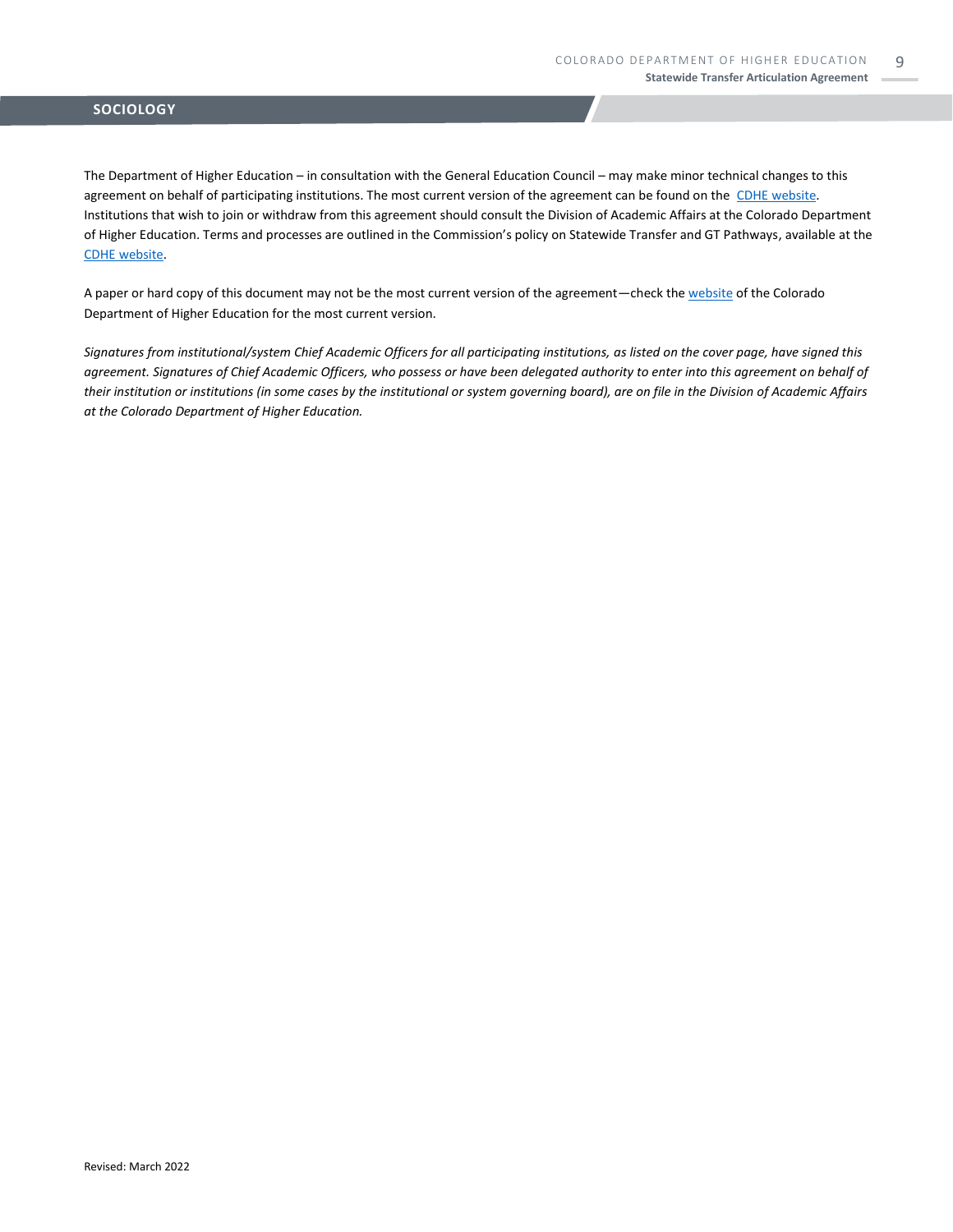## SOCIOLOGY

The Department of Higher Education – in consultation with the General Education Council – may make minor technical changes to this agreement on behalf of participating institutions. The most current version of the agreement can be found on the CDHE website. Institutions that wish to join or withdraw from this agreement should consult the Division of Academic Affairs at the Colorado Department of Higher Education. Terms and processes are outlined in the Commission's policy on Statewide Transfer and GT Pathways, available at the CDHE website.

A paper or hard copy of this document may not be the most current version of the agreement—check the website of the Colorado Department of Higher Education for the most current version.

*Signatures from institutional/system Chief Academic Officers for all participating institutions, as listed on the cover page, have signed this agreement. Signatures of Chief Academic Officers, who possess or have been delegated authority to enter into this agreement on behalf of their institution or institutions (in some cases by the institutional or system governing board), are on file in the Division of Academic Affairs at the Colorado Department of Higher Education.*

Revised: March 2022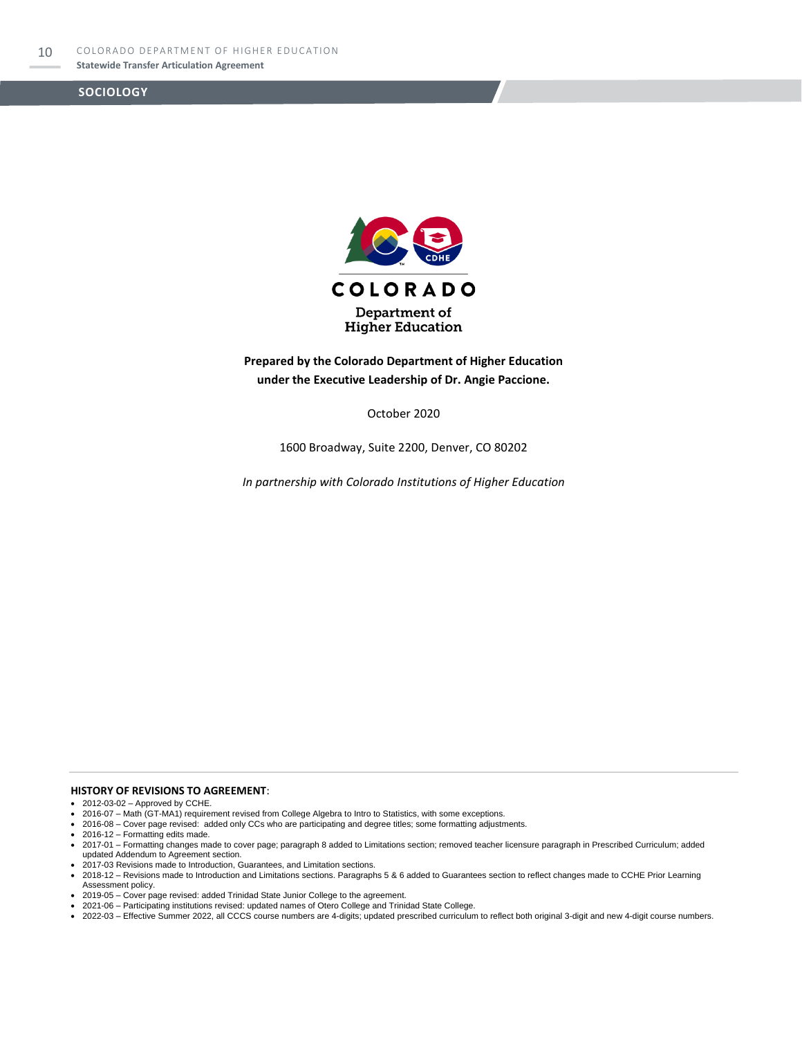COLORADO

Department of
Higher Education

**Prepared by the Colorado Department of Higher Education under the Executive Leadership of Dr. Angie Paccione.**

October 2020

1600 Broadway, Suite 2200, Denver, CO 80202

*In partnership with Colorado Institutions of Higher Education*

**HISTORY OF REVISIONS TO AGREEMENT**:

- 2012-03-02 – Approved by CCHE.
- 2016-07 – Math (GT-MA1) requirement revised from College Algebra to Intro to Statistics, with some exceptions.
- 2016-08 – Cover page revised: added only CCs who are participating and degree titles; some formatting adjustments.
- 2016-12 – Formatting edits made.
- 2017-01 – Formatting changes made to cover page; paragraph 8 added to Limitations section; removed teacher licensure paragraph in Prescribed Curriculum; added updated Addendum to Agreement section.
- 2017-03 Revisions made to Introduction, Guarantees, and Limitation sections.
- 2018-12 – Revisions made to Introduction and Limitations sections. Paragraphs 5 & 6 added to Guarantees section to reflect changes made to CCHE Prior Learning Assessment policy.
- 2019-05 – Cover page revised: added Trinidad State Junior College to the agreement.
- 2021-06 – Participating institutions revised: updated names of Otero College and Trinidad State College.
- 2022-03 – Effective Summer 2022, all CCCS course numbers are 4-digits; updated prescribed curriculum to reflect both original 3-digit and new 4-digit course numbers.